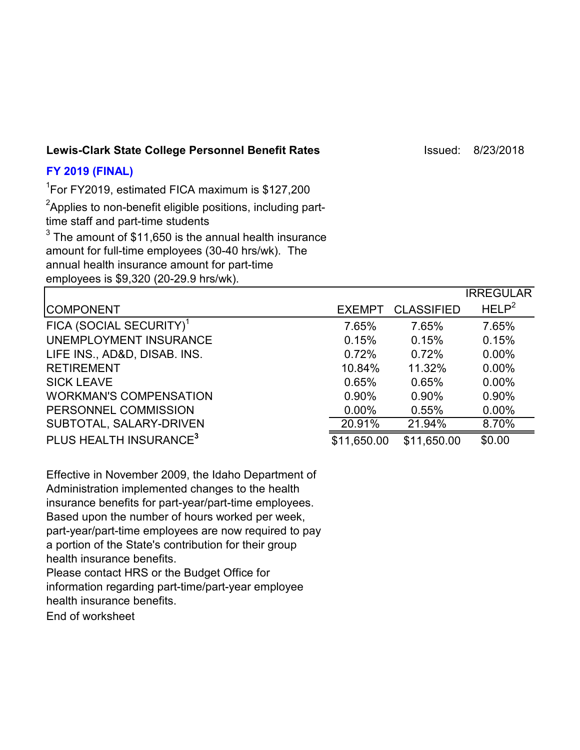**Lewis-Clark State College Personnel Benefit Rates** Issued: 8/23/2018

**FY 2019 (FINAL)**

[1]For FY2019, estimated FICA maximum is $127,200

[2]Applies to non-benefit eligible positions, including part-time staff and part-time students

[3] The amount of $11,650 is the annual health insurance amount for full-time employees (30-40 hrs/wk). The annual health insurance amount for part-time employees is $9,320 (20-29.9 hrs/wk).

| COMPONENT | EXEMPT | CLASSIFIED | IRREGULAR HELP[2] |
|---|---|---|---|
| FICA (SOCIAL SECURITY)[1] | 7.65% | 7.65% | 7.65% |
| UNEMPLOYMENT INSURANCE | 0.15% | 0.15% | 0.15% |
| LIFE INS., AD&D, DISAB. INS. | 0.72% | 0.72% | 0.00% |
| RETIREMENT | 10.84% | 11.32% | 0.00% |
| SICK LEAVE | 0.65% | 0.65% | 0.00% |
| WORKMAN'S COMPENSATION | 0.90% | 0.90% | 0.90% |
| PERSONNEL COMMISSION | 0.00% | 0.55% | 0.00% |
| SUBTOTAL, SALARY-DRIVEN | 20.91% | 21.94% | 8.70% |
| PLUS HEALTH INSURANCE[3] | $11,650.00 | $11,650.00 | $0.00 |

Effective in November 2009, the Idaho Department of Administration implemented changes to the health insurance benefits for part-year/part-time employees. Based upon the number of hours worked per week, part-year/part-time employees are now required to pay a portion of the State's contribution for their group health insurance benefits.

Please contact HRS or the Budget Office for information regarding part-time/part-year employee health insurance benefits.

End of worksheet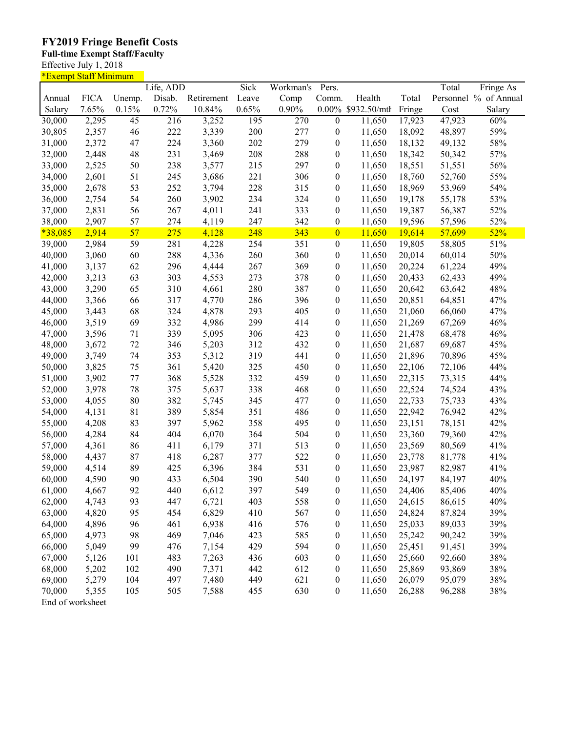# FY2019 Fringe Benefit Costs

**Full-time Exempt Staff/Faculty**

Effective July 1, 2018

*Exempt Staff Minimum

| Annual Salary | FICA 7.65% | Unemp. 0.15% | Life, ADD Disab. 0.72% | Retirement 10.84% | Sick Leave 0.65% | Workman's Comp 0.90% | Pers. Comm. 0.00% | Health $932.50/mth | Total Fringe | Total Personnel Cost | Fringe As % of Annual Salary |
|---|---|---|---|---|---|---|---|---|---|---|---|
| 30,000 | 2,295 | 45 | 216 | 3,252 | 195 | 270 | 0 | 11,650 | 17,923 | 47,923 | 60% |
| 30,805 | 2,357 | 46 | 222 | 3,339 | 200 | 277 | 0 | 11,650 | 18,092 | 48,897 | 59% |
| 31,000 | 2,372 | 47 | 224 | 3,360 | 202 | 279 | 0 | 11,650 | 18,132 | 49,132 | 58% |
| 32,000 | 2,448 | 48 | 231 | 3,469 | 208 | 288 | 0 | 11,650 | 18,342 | 50,342 | 57% |
| 33,000 | 2,525 | 50 | 238 | 3,577 | 215 | 297 | 0 | 11,650 | 18,551 | 51,551 | 56% |
| 34,000 | 2,601 | 51 | 245 | 3,686 | 221 | 306 | 0 | 11,650 | 18,760 | 52,760 | 55% |
| 35,000 | 2,678 | 53 | 252 | 3,794 | 228 | 315 | 0 | 11,650 | 18,969 | 53,969 | 54% |
| 36,000 | 2,754 | 54 | 260 | 3,902 | 234 | 324 | 0 | 11,650 | 19,178 | 55,178 | 53% |
| 37,000 | 2,831 | 56 | 267 | 4,011 | 241 | 333 | 0 | 11,650 | 19,387 | 56,387 | 52% |
| 38,000 | 2,907 | 57 | 274 | 4,119 | 247 | 342 | 0 | 11,650 | 19,596 | 57,596 | 52% |
| *38,085 | 2,914 | 57 | 275 | 4,128 | 248 | 343 | 0 | 11,650 | 19,614 | 57,699 | 52% |
| 39,000 | 2,984 | 59 | 281 | 4,228 | 254 | 351 | 0 | 11,650 | 19,805 | 58,805 | 51% |
| 40,000 | 3,060 | 60 | 288 | 4,336 | 260 | 360 | 0 | 11,650 | 20,014 | 60,014 | 50% |
| 41,000 | 3,137 | 62 | 296 | 4,444 | 267 | 369 | 0 | 11,650 | 20,224 | 61,224 | 49% |
| 42,000 | 3,213 | 63 | 303 | 4,553 | 273 | 378 | 0 | 11,650 | 20,433 | 62,433 | 49% |
| 43,000 | 3,290 | 65 | 310 | 4,661 | 280 | 387 | 0 | 11,650 | 20,642 | 63,642 | 48% |
| 44,000 | 3,366 | 66 | 317 | 4,770 | 286 | 396 | 0 | 11,650 | 20,851 | 64,851 | 47% |
| 45,000 | 3,443 | 68 | 324 | 4,878 | 293 | 405 | 0 | 11,650 | 21,060 | 66,060 | 47% |
| 46,000 | 3,519 | 69 | 332 | 4,986 | 299 | 414 | 0 | 11,650 | 21,269 | 67,269 | 46% |
| 47,000 | 3,596 | 71 | 339 | 5,095 | 306 | 423 | 0 | 11,650 | 21,478 | 68,478 | 46% |
| 48,000 | 3,672 | 72 | 346 | 5,203 | 312 | 432 | 0 | 11,650 | 21,687 | 69,687 | 45% |
| 49,000 | 3,749 | 74 | 353 | 5,312 | 319 | 441 | 0 | 11,650 | 21,896 | 70,896 | 45% |
| 50,000 | 3,825 | 75 | 361 | 5,420 | 325 | 450 | 0 | 11,650 | 22,106 | 72,106 | 44% |
| 51,000 | 3,902 | 77 | 368 | 5,528 | 332 | 459 | 0 | 11,650 | 22,315 | 73,315 | 44% |
| 52,000 | 3,978 | 78 | 375 | 5,637 | 338 | 468 | 0 | 11,650 | 22,524 | 74,524 | 43% |
| 53,000 | 4,055 | 80 | 382 | 5,745 | 345 | 477 | 0 | 11,650 | 22,733 | 75,733 | 43% |
| 54,000 | 4,131 | 81 | 389 | 5,854 | 351 | 486 | 0 | 11,650 | 22,942 | 76,942 | 42% |
| 55,000 | 4,208 | 83 | 397 | 5,962 | 358 | 495 | 0 | 11,650 | 23,151 | 78,151 | 42% |
| 56,000 | 4,284 | 84 | 404 | 6,070 | 364 | 504 | 0 | 11,650 | 23,360 | 79,360 | 42% |
| 57,000 | 4,361 | 86 | 411 | 6,179 | 371 | 513 | 0 | 11,650 | 23,569 | 80,569 | 41% |
| 58,000 | 4,437 | 87 | 418 | 6,287 | 377 | 522 | 0 | 11,650 | 23,778 | 81,778 | 41% |
| 59,000 | 4,514 | 89 | 425 | 6,396 | 384 | 531 | 0 | 11,650 | 23,987 | 82,987 | 41% |
| 60,000 | 4,590 | 90 | 433 | 6,504 | 390 | 540 | 0 | 11,650 | 24,197 | 84,197 | 40% |
| 61,000 | 4,667 | 92 | 440 | 6,612 | 397 | 549 | 0 | 11,650 | 24,406 | 85,406 | 40% |
| 62,000 | 4,743 | 93 | 447 | 6,721 | 403 | 558 | 0 | 11,650 | 24,615 | 86,615 | 40% |
| 63,000 | 4,820 | 95 | 454 | 6,829 | 410 | 567 | 0 | 11,650 | 24,824 | 87,824 | 39% |
| 64,000 | 4,896 | 96 | 461 | 6,938 | 416 | 576 | 0 | 11,650 | 25,033 | 89,033 | 39% |
| 65,000 | 4,973 | 98 | 469 | 7,046 | 423 | 585 | 0 | 11,650 | 25,242 | 90,242 | 39% |
| 66,000 | 5,049 | 99 | 476 | 7,154 | 429 | 594 | 0 | 11,650 | 25,451 | 91,451 | 39% |
| 67,000 | 5,126 | 101 | 483 | 7,263 | 436 | 603 | 0 | 11,650 | 25,660 | 92,660 | 38% |
| 68,000 | 5,202 | 102 | 490 | 7,371 | 442 | 612 | 0 | 11,650 | 25,869 | 93,869 | 38% |
| 69,000 | 5,279 | 104 | 497 | 7,480 | 449 | 621 | 0 | 11,650 | 26,079 | 95,079 | 38% |
| 70,000 | 5,355 | 105 | 505 | 7,588 | 455 | 630 | 0 | 11,650 | 26,288 | 96,288 | 38% |

End of worksheet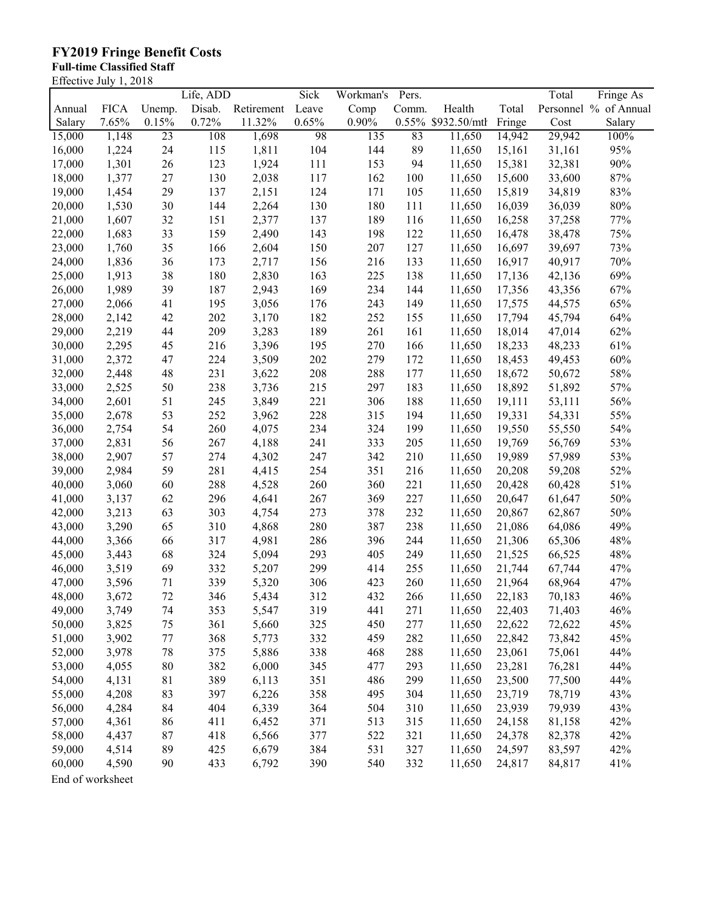# FY2019 Fringe Benefit Costs

**Full-time Classified Staff**

Effective July 1, 2018

| Annual Salary | FICA 7.65% | Unemp. 0.15% | Life, ADD Disab. 0.72% | Retirement 11.32% | Sick Leave 0.65% | Workman's Comp 0.90% | Pers. Comm. 0.55% | Health $932.50/mth | Total Fringe | Total Personnel Cost | Fringe As % of Annual Salary |
|---|---|---|---|---|---|---|---|---|---|---|---|
| 15,000 | 1,148 | 23 | 108 | 1,698 | 98 | 135 | 83 | 11,650 | 14,942 | 29,942 | 100% |
| 16,000 | 1,224 | 24 | 115 | 1,811 | 104 | 144 | 89 | 11,650 | 15,161 | 31,161 | 95% |
| 17,000 | 1,301 | 26 | 123 | 1,924 | 111 | 153 | 94 | 11,650 | 15,381 | 32,381 | 90% |
| 18,000 | 1,377 | 27 | 130 | 2,038 | 117 | 162 | 100 | 11,650 | 15,600 | 33,600 | 87% |
| 19,000 | 1,454 | 29 | 137 | 2,151 | 124 | 171 | 105 | 11,650 | 15,819 | 34,819 | 83% |
| 20,000 | 1,530 | 30 | 144 | 2,264 | 130 | 180 | 111 | 11,650 | 16,039 | 36,039 | 80% |
| 21,000 | 1,607 | 32 | 151 | 2,377 | 137 | 189 | 116 | 11,650 | 16,258 | 37,258 | 77% |
| 22,000 | 1,683 | 33 | 159 | 2,490 | 143 | 198 | 122 | 11,650 | 16,478 | 38,478 | 75% |
| 23,000 | 1,760 | 35 | 166 | 2,604 | 150 | 207 | 127 | 11,650 | 16,697 | 39,697 | 73% |
| 24,000 | 1,836 | 36 | 173 | 2,717 | 156 | 216 | 133 | 11,650 | 16,917 | 40,917 | 70% |
| 25,000 | 1,913 | 38 | 180 | 2,830 | 163 | 225 | 138 | 11,650 | 17,136 | 42,136 | 69% |
| 26,000 | 1,989 | 39 | 187 | 2,943 | 169 | 234 | 144 | 11,650 | 17,356 | 43,356 | 67% |
| 27,000 | 2,066 | 41 | 195 | 3,056 | 176 | 243 | 149 | 11,650 | 17,575 | 44,575 | 65% |
| 28,000 | 2,142 | 42 | 202 | 3,170 | 182 | 252 | 155 | 11,650 | 17,794 | 45,794 | 64% |
| 29,000 | 2,219 | 44 | 209 | 3,283 | 189 | 261 | 161 | 11,650 | 18,014 | 47,014 | 62% |
| 30,000 | 2,295 | 45 | 216 | 3,396 | 195 | 270 | 166 | 11,650 | 18,233 | 48,233 | 61% |
| 31,000 | 2,372 | 47 | 224 | 3,509 | 202 | 279 | 172 | 11,650 | 18,453 | 49,453 | 60% |
| 32,000 | 2,448 | 48 | 231 | 3,622 | 208 | 288 | 177 | 11,650 | 18,672 | 50,672 | 58% |
| 33,000 | 2,525 | 50 | 238 | 3,736 | 215 | 297 | 183 | 11,650 | 18,892 | 51,892 | 57% |
| 34,000 | 2,601 | 51 | 245 | 3,849 | 221 | 306 | 188 | 11,650 | 19,111 | 53,111 | 56% |
| 35,000 | 2,678 | 53 | 252 | 3,962 | 228 | 315 | 194 | 11,650 | 19,331 | 54,331 | 55% |
| 36,000 | 2,754 | 54 | 260 | 4,075 | 234 | 324 | 199 | 11,650 | 19,550 | 55,550 | 54% |
| 37,000 | 2,831 | 56 | 267 | 4,188 | 241 | 333 | 205 | 11,650 | 19,769 | 56,769 | 53% |
| 38,000 | 2,907 | 57 | 274 | 4,302 | 247 | 342 | 210 | 11,650 | 19,989 | 57,989 | 53% |
| 39,000 | 2,984 | 59 | 281 | 4,415 | 254 | 351 | 216 | 11,650 | 20,208 | 59,208 | 52% |
| 40,000 | 3,060 | 60 | 288 | 4,528 | 260 | 360 | 221 | 11,650 | 20,428 | 60,428 | 51% |
| 41,000 | 3,137 | 62 | 296 | 4,641 | 267 | 369 | 227 | 11,650 | 20,647 | 61,647 | 50% |
| 42,000 | 3,213 | 63 | 303 | 4,754 | 273 | 378 | 232 | 11,650 | 20,867 | 62,867 | 50% |
| 43,000 | 3,290 | 65 | 310 | 4,868 | 280 | 387 | 238 | 11,650 | 21,086 | 64,086 | 49% |
| 44,000 | 3,366 | 66 | 317 | 4,981 | 286 | 396 | 244 | 11,650 | 21,306 | 65,306 | 48% |
| 45,000 | 3,443 | 68 | 324 | 5,094 | 293 | 405 | 249 | 11,650 | 21,525 | 66,525 | 48% |
| 46,000 | 3,519 | 69 | 332 | 5,207 | 299 | 414 | 255 | 11,650 | 21,744 | 67,744 | 47% |
| 47,000 | 3,596 | 71 | 339 | 5,320 | 306 | 423 | 260 | 11,650 | 21,964 | 68,964 | 47% |
| 48,000 | 3,672 | 72 | 346 | 5,434 | 312 | 432 | 266 | 11,650 | 22,183 | 70,183 | 46% |
| 49,000 | 3,749 | 74 | 353 | 5,547 | 319 | 441 | 271 | 11,650 | 22,403 | 71,403 | 46% |
| 50,000 | 3,825 | 75 | 361 | 5,660 | 325 | 450 | 277 | 11,650 | 22,622 | 72,622 | 45% |
| 51,000 | 3,902 | 77 | 368 | 5,773 | 332 | 459 | 282 | 11,650 | 22,842 | 73,842 | 45% |
| 52,000 | 3,978 | 78 | 375 | 5,886 | 338 | 468 | 288 | 11,650 | 23,061 | 75,061 | 44% |
| 53,000 | 4,055 | 80 | 382 | 6,000 | 345 | 477 | 293 | 11,650 | 23,281 | 76,281 | 44% |
| 54,000 | 4,131 | 81 | 389 | 6,113 | 351 | 486 | 299 | 11,650 | 23,500 | 77,500 | 44% |
| 55,000 | 4,208 | 83 | 397 | 6,226 | 358 | 495 | 304 | 11,650 | 23,719 | 78,719 | 43% |
| 56,000 | 4,284 | 84 | 404 | 6,339 | 364 | 504 | 310 | 11,650 | 23,939 | 79,939 | 43% |
| 57,000 | 4,361 | 86 | 411 | 6,452 | 371 | 513 | 315 | 11,650 | 24,158 | 81,158 | 42% |
| 58,000 | 4,437 | 87 | 418 | 6,566 | 377 | 522 | 321 | 11,650 | 24,378 | 82,378 | 42% |
| 59,000 | 4,514 | 89 | 425 | 6,679 | 384 | 531 | 327 | 11,650 | 24,597 | 83,597 | 42% |
| 60,000 | 4,590 | 90 | 433 | 6,792 | 390 | 540 | 332 | 11,650 | 24,817 | 84,817 | 41% |

End of worksheet